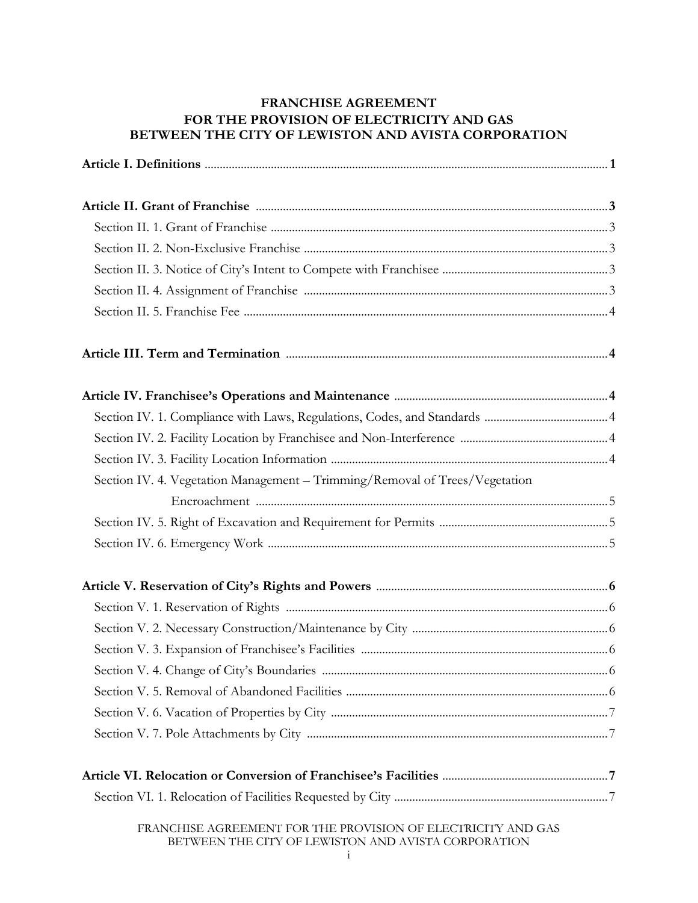# FRANCHISE AGREEMENT
# FOR THE PROVISION OF ELECTRICITY AND GAS
# BETWEEN THE CITY OF LEWISTON AND AVISTA CORPORATION

**Article I. Definitions** .......... **1**

**Article II. Grant of Franchise** .......... **3**

- Section II. 1. Grant of Franchise .......... 3
- Section II. 2. Non-Exclusive Franchise .......... 3
- Section II. 3. Notice of City's Intent to Compete with Franchisee .......... 3
- Section II. 4. Assignment of Franchise .......... 3
- Section II. 5. Franchise Fee .......... 4

**Article III. Term and Termination** .......... **4**

**Article IV. Franchisee's Operations and Maintenance** .......... **4**

- Section IV. 1. Compliance with Laws, Regulations, Codes, and Standards .......... 4
- Section IV. 2. Facility Location by Franchisee and Non-Interference .......... 4
- Section IV. 3. Facility Location Information .......... 4
- Section IV. 4. Vegetation Management – Trimming/Removal of Trees/Vegetation Encroachment .......... 5
- Section IV. 5. Right of Excavation and Requirement for Permits .......... 5
- Section IV. 6. Emergency Work .......... 5

**Article V. Reservation of City's Rights and Powers** .......... **6**

- Section V. 1. Reservation of Rights .......... 6
- Section V. 2. Necessary Construction/Maintenance by City .......... 6
- Section V. 3. Expansion of Franchisee's Facilities .......... 6
- Section V. 4. Change of City's Boundaries .......... 6
- Section V. 5. Removal of Abandoned Facilities .......... 6
- Section V. 6. Vacation of Properties by City .......... 7
- Section V. 7. Pole Attachments by City .......... 7

**Article VI. Relocation or Conversion of Franchisee's Facilities** .......... **7**

- Section VI. 1. Relocation of Facilities Requested by City .......... 7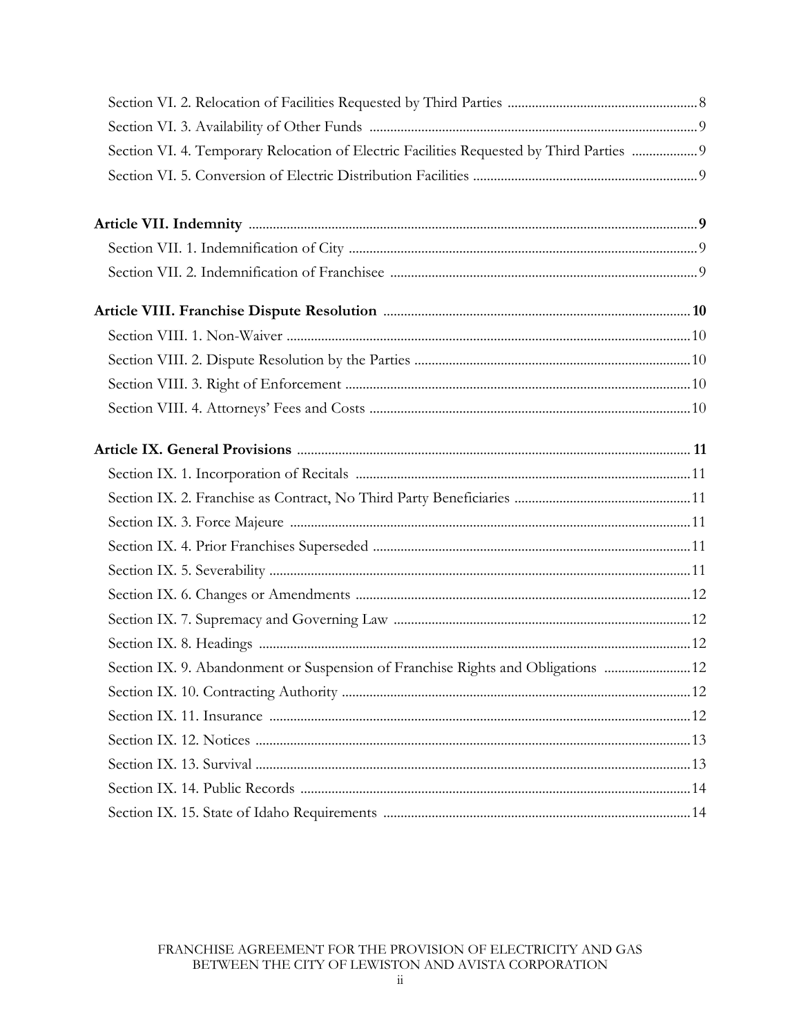Section VI. 2. Relocation of Facilities Requested by Third Parties ....................................................... 8

Section VI. 3. Availability of Other Funds ............................................................................................ 9

Section VI. 4. Temporary Relocation of Electric Facilities Requested by Third Parties ................... 9

Section VI. 5. Conversion of Electric Distribution Facilities ................................................................ 9

**Article VII. Indemnity ............................................................................................................................ 9**

Section VII. 1. Indemnification of City .................................................................................................. 9

Section VII. 2. Indemnification of Franchisee ....................................................................................... 9

**Article VIII. Franchise Dispute Resolution ........................................................................................ 10**

Section VIII. 1. Non-Waiver ................................................................................................................... 10

Section VIII. 2. Dispute Resolution by the Parties .............................................................................. 10

Section VIII. 3. Right of Enforcement .................................................................................................. 10

Section VIII. 4. Attorneys' Fees and Costs ........................................................................................... 10

**Article IX. General Provisions ............................................................................................................. 11**

Section IX. 1. Incorporation of Recitals ............................................................................................... 11

Section IX. 2. Franchise as Contract, No Third Party Beneficiaries .................................................. 11

Section IX. 3. Force Majeure .................................................................................................................. 11

Section IX. 4. Prior Franchises Superseded .......................................................................................... 11

Section IX. 5. Severability ....................................................................................................................... 11

Section IX. 6. Changes or Amendments ............................................................................................... 12

Section IX. 7. Supremacy and Governing Law .................................................................................... 12

Section IX. 8. Headings .......................................................................................................................... 12

Section IX. 9. Abandonment or Suspension of Franchise Rights and Obligations ......................... 12

Section IX. 10. Contracting Authority ................................................................................................... 12

Section IX. 11. Insurance ....................................................................................................................... 12

Section IX. 12. Notices ........................................................................................................................... 13

Section IX. 13. Survival ........................................................................................................................... 13

Section IX. 14. Public Records ............................................................................................................... 14

Section IX. 15. State of Idaho Requirements ........................................................................................ 14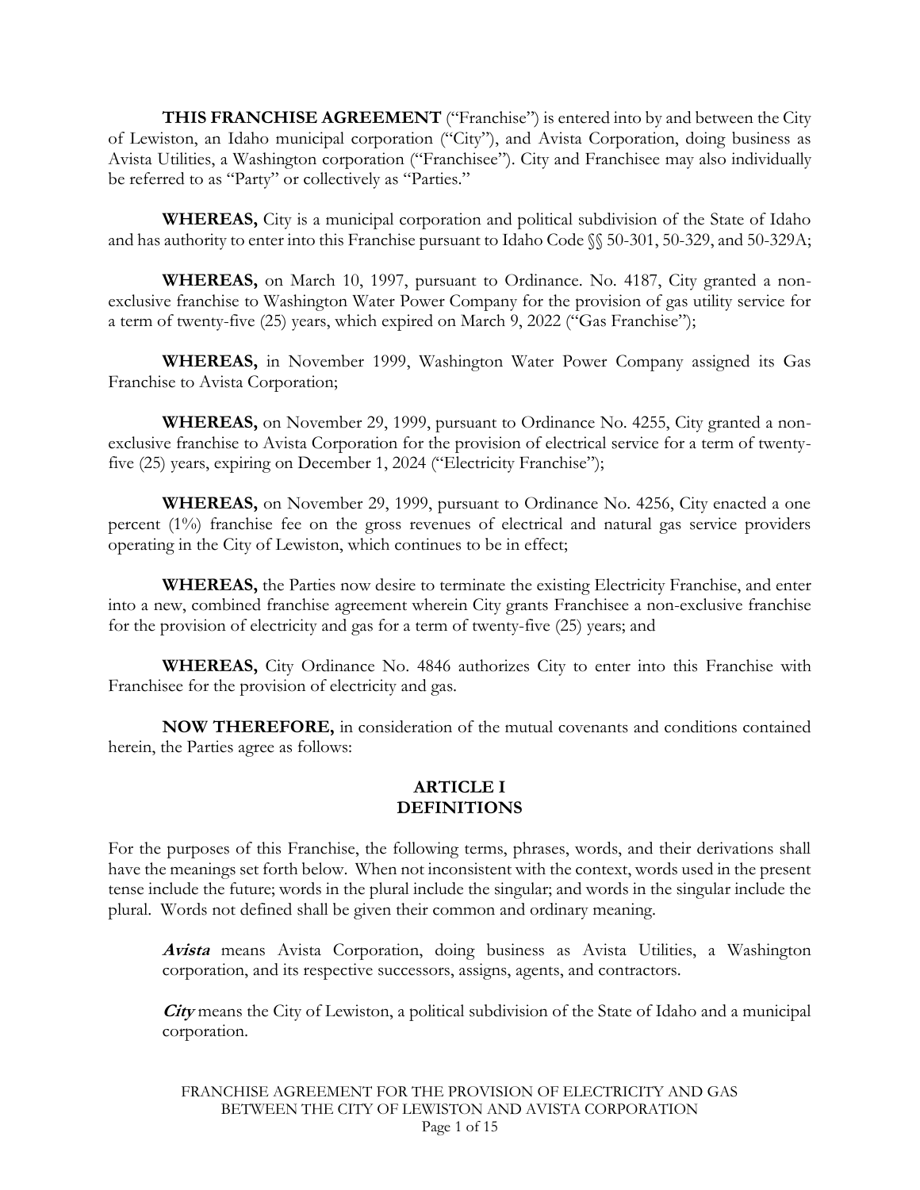**THIS FRANCHISE AGREEMENT** ("Franchise") is entered into by and between the City of Lewiston, an Idaho municipal corporation ("City"), and Avista Corporation, doing business as Avista Utilities, a Washington corporation ("Franchisee"). City and Franchisee may also individually be referred to as "Party" or collectively as "Parties."

**WHEREAS,** City is a municipal corporation and political subdivision of the State of Idaho and has authority to enter into this Franchise pursuant to Idaho Code §§ 50-301, 50-329, and 50-329A;

**WHEREAS,** on March 10, 1997, pursuant to Ordinance. No. 4187, City granted a non-exclusive franchise to Washington Water Power Company for the provision of gas utility service for a term of twenty-five (25) years, which expired on March 9, 2022 ("Gas Franchise");

**WHEREAS,** in November 1999, Washington Water Power Company assigned its Gas Franchise to Avista Corporation;

**WHEREAS,** on November 29, 1999, pursuant to Ordinance No. 4255, City granted a non-exclusive franchise to Avista Corporation for the provision of electrical service for a term of twenty-five (25) years, expiring on December 1, 2024 ("Electricity Franchise");

**WHEREAS,** on November 29, 1999, pursuant to Ordinance No. 4256, City enacted a one percent (1%) franchise fee on the gross revenues of electrical and natural gas service providers operating in the City of Lewiston, which continues to be in effect;

**WHEREAS,** the Parties now desire to terminate the existing Electricity Franchise, and enter into a new, combined franchise agreement wherein City grants Franchisee a non-exclusive franchise for the provision of electricity and gas for a term of twenty-five (25) years; and

**WHEREAS,** City Ordinance No. 4846 authorizes City to enter into this Franchise with Franchisee for the provision of electricity and gas.

**NOW THEREFORE,** in consideration of the mutual covenants and conditions contained herein, the Parties agree as follows:

## ARTICLE I
## DEFINITIONS

For the purposes of this Franchise, the following terms, phrases, words, and their derivations shall have the meanings set forth below. When not inconsistent with the context, words used in the present tense include the future; words in the plural include the singular; and words in the singular include the plural. Words not defined shall be given their common and ordinary meaning.

***Avista*** means Avista Corporation, doing business as Avista Utilities, a Washington corporation, and its respective successors, assigns, agents, and contractors.

***City*** means the City of Lewiston, a political subdivision of the State of Idaho and a municipal corporation.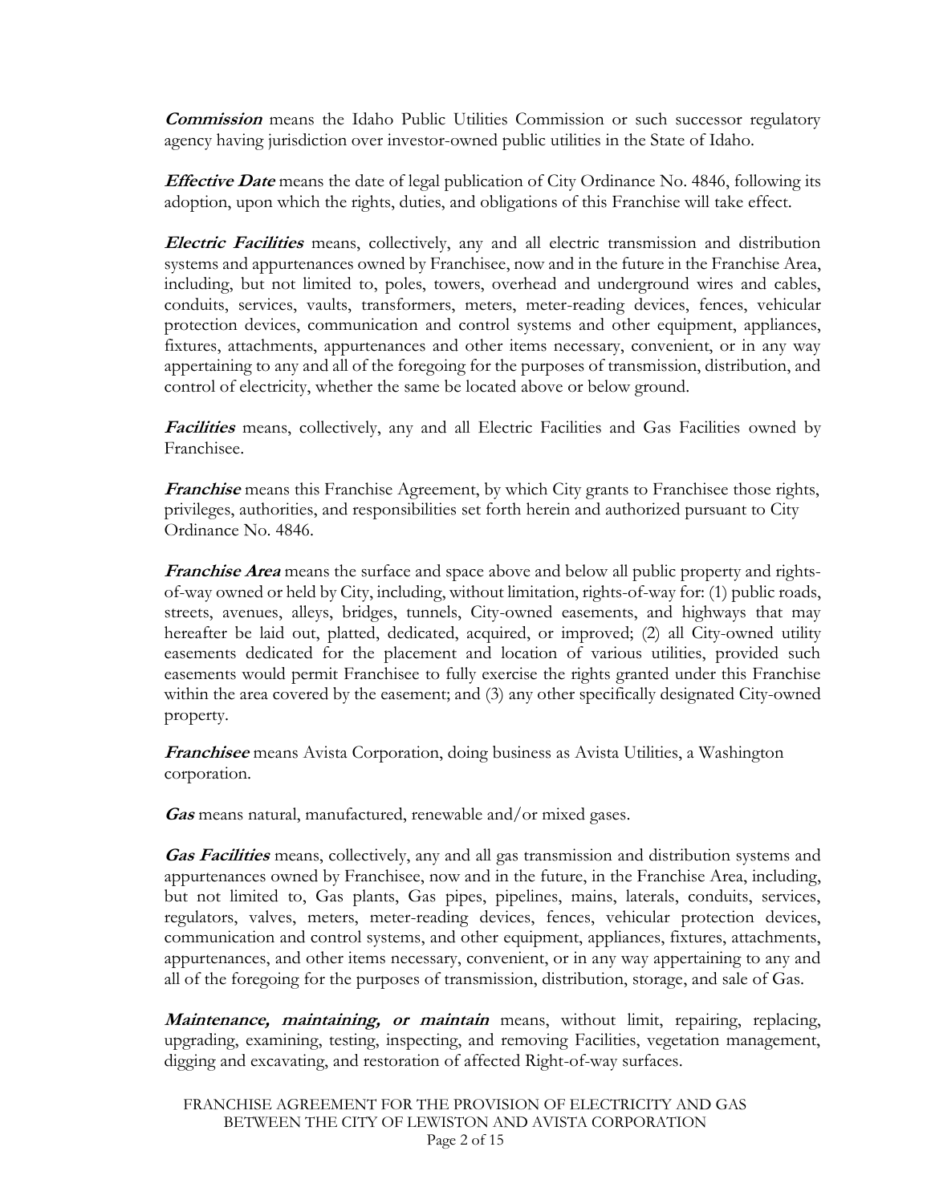***Commission*** means the Idaho Public Utilities Commission or such successor regulatory agency having jurisdiction over investor-owned public utilities in the State of Idaho.

***Effective Date*** means the date of legal publication of City Ordinance No. 4846, following its adoption, upon which the rights, duties, and obligations of this Franchise will take effect.

***Electric Facilities*** means, collectively, any and all electric transmission and distribution systems and appurtenances owned by Franchisee, now and in the future in the Franchise Area, including, but not limited to, poles, towers, overhead and underground wires and cables, conduits, services, vaults, transformers, meters, meter-reading devices, fences, vehicular protection devices, communication and control systems and other equipment, appliances, fixtures, attachments, appurtenances and other items necessary, convenient, or in any way appertaining to any and all of the foregoing for the purposes of transmission, distribution, and control of electricity, whether the same be located above or below ground.

***Facilities*** means, collectively, any and all Electric Facilities and Gas Facilities owned by Franchisee.

***Franchise*** means this Franchise Agreement, by which City grants to Franchisee those rights, privileges, authorities, and responsibilities set forth herein and authorized pursuant to City Ordinance No. 4846.

***Franchise Area*** means the surface and space above and below all public property and rights-of-way owned or held by City, including, without limitation, rights-of-way for: (1) public roads, streets, avenues, alleys, bridges, tunnels, City-owned easements, and highways that may hereafter be laid out, platted, dedicated, acquired, or improved; (2) all City-owned utility easements dedicated for the placement and location of various utilities, provided such easements would permit Franchisee to fully exercise the rights granted under this Franchise within the area covered by the easement; and (3) any other specifically designated City-owned property.

***Franchisee*** means Avista Corporation, doing business as Avista Utilities, a Washington corporation.

***Gas*** means natural, manufactured, renewable and/or mixed gases.

***Gas Facilities*** means, collectively, any and all gas transmission and distribution systems and appurtenances owned by Franchisee, now and in the future, in the Franchise Area, including, but not limited to, Gas plants, Gas pipes, pipelines, mains, laterals, conduits, services, regulators, valves, meters, meter-reading devices, fences, vehicular protection devices, communication and control systems, and other equipment, appliances, fixtures, attachments, appurtenances, and other items necessary, convenient, or in any way appertaining to any and all of the foregoing for the purposes of transmission, distribution, storage, and sale of Gas.

***Maintenance, maintaining, or maintain*** means, without limit, repairing, replacing, upgrading, examining, testing, inspecting, and removing Facilities, vegetation management, digging and excavating, and restoration of affected Right-of-way surfaces.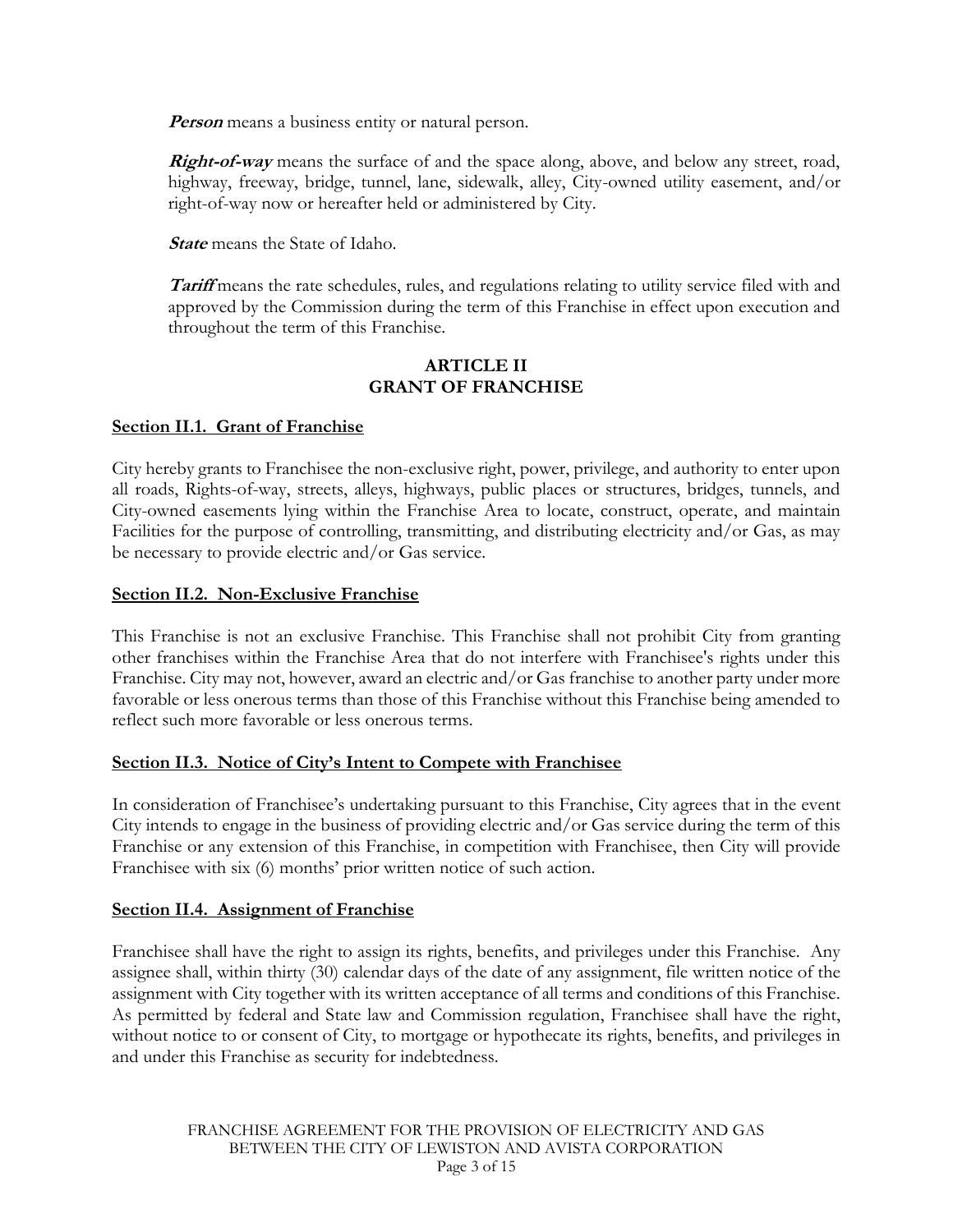***Person*** means a business entity or natural person.

***Right-of-way*** means the surface of and the space along, above, and below any street, road, highway, freeway, bridge, tunnel, lane, sidewalk, alley, City-owned utility easement, and/or right-of-way now or hereafter held or administered by City.

***State*** means the State of Idaho.

***Tariff*** means the rate schedules, rules, and regulations relating to utility service filed with and approved by the Commission during the term of this Franchise in effect upon execution and throughout the term of this Franchise.

## ARTICLE II
## GRANT OF FRANCHISE

### Section II.1. Grant of Franchise

City hereby grants to Franchisee the non-exclusive right, power, privilege, and authority to enter upon all roads, Rights-of-way, streets, alleys, highways, public places or structures, bridges, tunnels, and City-owned easements lying within the Franchise Area to locate, construct, operate, and maintain Facilities for the purpose of controlling, transmitting, and distributing electricity and/or Gas, as may be necessary to provide electric and/or Gas service.

### Section II.2. Non-Exclusive Franchise

This Franchise is not an exclusive Franchise. This Franchise shall not prohibit City from granting other franchises within the Franchise Area that do not interfere with Franchisee's rights under this Franchise. City may not, however, award an electric and/or Gas franchise to another party under more favorable or less onerous terms than those of this Franchise without this Franchise being amended to reflect such more favorable or less onerous terms.

### Section II.3. Notice of City's Intent to Compete with Franchisee

In consideration of Franchisee's undertaking pursuant to this Franchise, City agrees that in the event City intends to engage in the business of providing electric and/or Gas service during the term of this Franchise or any extension of this Franchise, in competition with Franchisee, then City will provide Franchisee with six (6) months' prior written notice of such action.

### Section II.4. Assignment of Franchise

Franchisee shall have the right to assign its rights, benefits, and privileges under this Franchise. Any assignee shall, within thirty (30) calendar days of the date of any assignment, file written notice of the assignment with City together with its written acceptance of all terms and conditions of this Franchise. As permitted by federal and State law and Commission regulation, Franchisee shall have the right, without notice to or consent of City, to mortgage or hypothecate its rights, benefits, and privileges in and under this Franchise as security for indebtedness.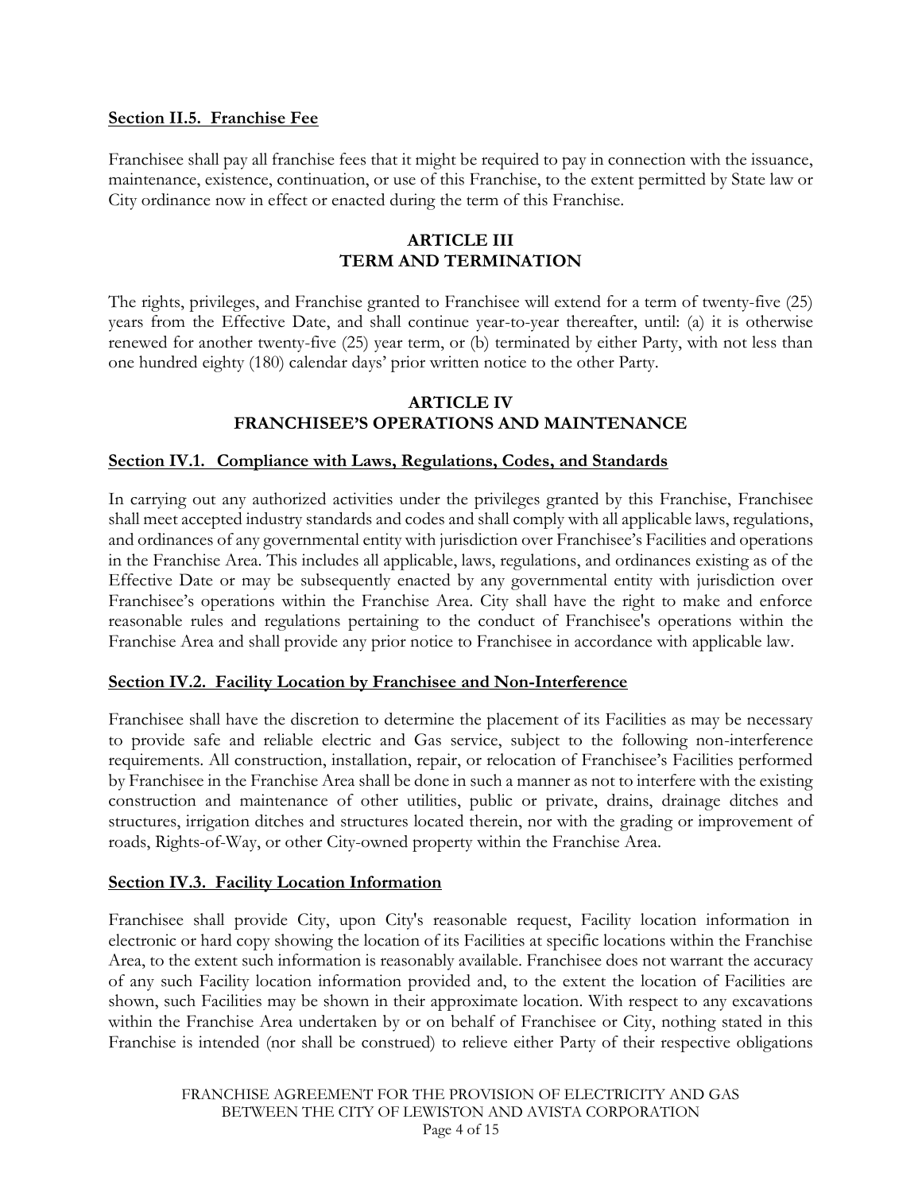**Section II.5. Franchise Fee**

Franchisee shall pay all franchise fees that it might be required to pay in connection with the issuance, maintenance, existence, continuation, or use of this Franchise, to the extent permitted by State law or City ordinance now in effect or enacted during the term of this Franchise.

## ARTICLE III
## TERM AND TERMINATION

The rights, privileges, and Franchise granted to Franchisee will extend for a term of twenty-five (25) years from the Effective Date, and shall continue year-to-year thereafter, until: (a) it is otherwise renewed for another twenty-five (25) year term, or (b) terminated by either Party, with not less than one hundred eighty (180) calendar days' prior written notice to the other Party.

## ARTICLE IV
## FRANCHISEE'S OPERATIONS AND MAINTENANCE

**Section IV.1. Compliance with Laws, Regulations, Codes, and Standards**

In carrying out any authorized activities under the privileges granted by this Franchise, Franchisee shall meet accepted industry standards and codes and shall comply with all applicable laws, regulations, and ordinances of any governmental entity with jurisdiction over Franchisee's Facilities and operations in the Franchise Area. This includes all applicable, laws, regulations, and ordinances existing as of the Effective Date or may be subsequently enacted by any governmental entity with jurisdiction over Franchisee's operations within the Franchise Area. City shall have the right to make and enforce reasonable rules and regulations pertaining to the conduct of Franchisee's operations within the Franchise Area and shall provide any prior notice to Franchisee in accordance with applicable law.

**Section IV.2. Facility Location by Franchisee and Non-Interference**

Franchisee shall have the discretion to determine the placement of its Facilities as may be necessary to provide safe and reliable electric and Gas service, subject to the following non-interference requirements. All construction, installation, repair, or relocation of Franchisee's Facilities performed by Franchisee in the Franchise Area shall be done in such a manner as not to interfere with the existing construction and maintenance of other utilities, public or private, drains, drainage ditches and structures, irrigation ditches and structures located therein, nor with the grading or improvement of roads, Rights-of-Way, or other City-owned property within the Franchise Area.

**Section IV.3. Facility Location Information**

Franchisee shall provide City, upon City's reasonable request, Facility location information in electronic or hard copy showing the location of its Facilities at specific locations within the Franchise Area, to the extent such information is reasonably available. Franchisee does not warrant the accuracy of any such Facility location information provided and, to the extent the location of Facilities are shown, such Facilities may be shown in their approximate location. With respect to any excavations within the Franchise Area undertaken by or on behalf of Franchisee or City, nothing stated in this Franchise is intended (nor shall be construed) to relieve either Party of their respective obligations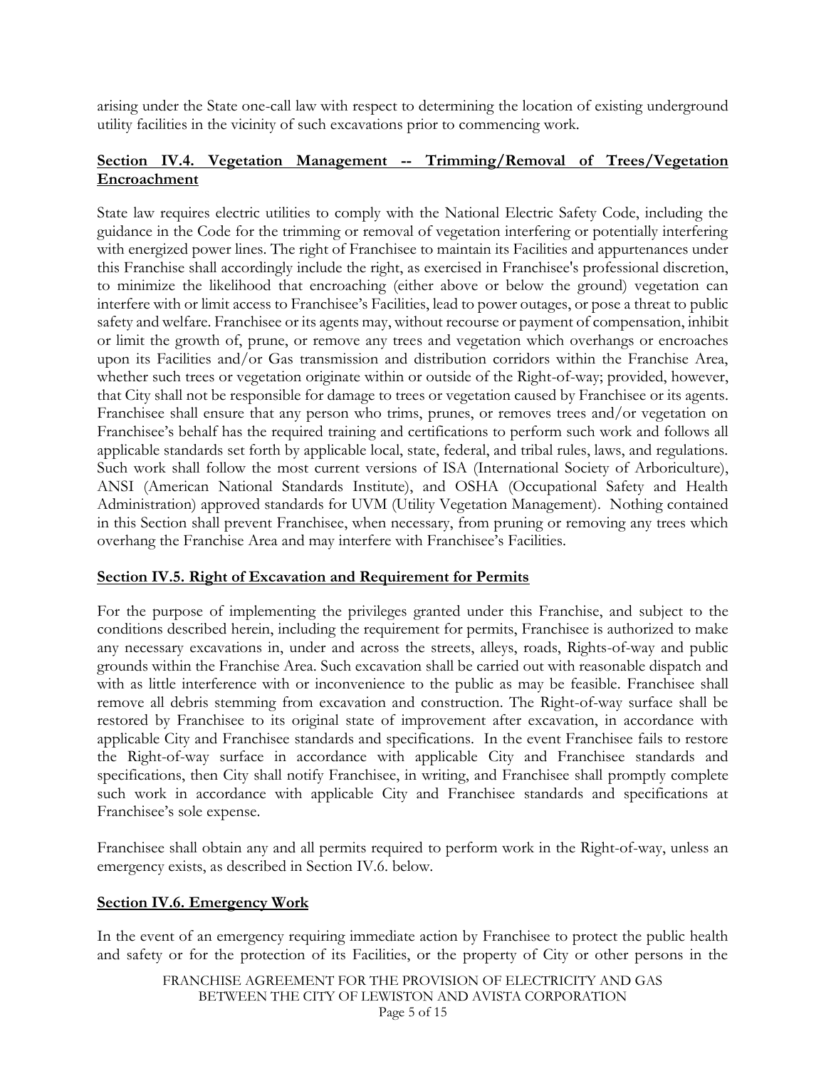arising under the State one-call law with respect to determining the location of existing underground utility facilities in the vicinity of such excavations prior to commencing work.

## Section IV.4. Vegetation Management -- Trimming/Removal of Trees/Vegetation Encroachment

State law requires electric utilities to comply with the National Electric Safety Code, including the guidance in the Code for the trimming or removal of vegetation interfering or potentially interfering with energized power lines. The right of Franchisee to maintain its Facilities and appurtenances under this Franchise shall accordingly include the right, as exercised in Franchisee's professional discretion, to minimize the likelihood that encroaching (either above or below the ground) vegetation can interfere with or limit access to Franchisee's Facilities, lead to power outages, or pose a threat to public safety and welfare. Franchisee or its agents may, without recourse or payment of compensation, inhibit or limit the growth of, prune, or remove any trees and vegetation which overhangs or encroaches upon its Facilities and/or Gas transmission and distribution corridors within the Franchise Area, whether such trees or vegetation originate within or outside of the Right-of-way; provided, however, that City shall not be responsible for damage to trees or vegetation caused by Franchisee or its agents. Franchisee shall ensure that any person who trims, prunes, or removes trees and/or vegetation on Franchisee's behalf has the required training and certifications to perform such work and follows all applicable standards set forth by applicable local, state, federal, and tribal rules, laws, and regulations. Such work shall follow the most current versions of ISA (International Society of Arboriculture), ANSI (American National Standards Institute), and OSHA (Occupational Safety and Health Administration) approved standards for UVM (Utility Vegetation Management). Nothing contained in this Section shall prevent Franchisee, when necessary, from pruning or removing any trees which overhang the Franchise Area and may interfere with Franchisee's Facilities.

## Section IV.5. Right of Excavation and Requirement for Permits

For the purpose of implementing the privileges granted under this Franchise, and subject to the conditions described herein, including the requirement for permits, Franchisee is authorized to make any necessary excavations in, under and across the streets, alleys, roads, Rights-of-way and public grounds within the Franchise Area. Such excavation shall be carried out with reasonable dispatch and with as little interference with or inconvenience to the public as may be feasible. Franchisee shall remove all debris stemming from excavation and construction. The Right-of-way surface shall be restored by Franchisee to its original state of improvement after excavation, in accordance with applicable City and Franchisee standards and specifications. In the event Franchisee fails to restore the Right-of-way surface in accordance with applicable City and Franchisee standards and specifications, then City shall notify Franchisee, in writing, and Franchisee shall promptly complete such work in accordance with applicable City and Franchisee standards and specifications at Franchisee's sole expense.

Franchisee shall obtain any and all permits required to perform work in the Right-of-way, unless an emergency exists, as described in Section IV.6. below.

## Section IV.6. Emergency Work

In the event of an emergency requiring immediate action by Franchisee to protect the public health and safety or for the protection of its Facilities, or the property of City or other persons in the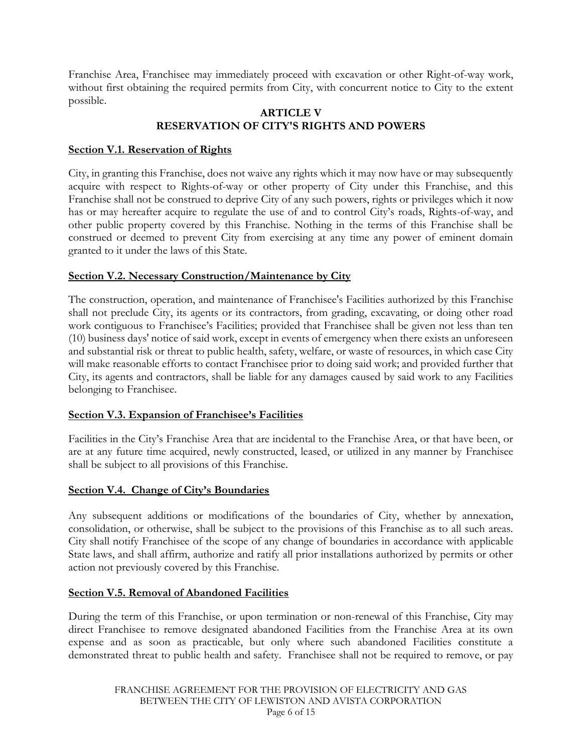Franchise Area, Franchisee may immediately proceed with excavation or other Right-of-way work, without first obtaining the required permits from City, with concurrent notice to City to the extent possible.

## ARTICLE V
## RESERVATION OF CITY'S RIGHTS AND POWERS

**Section V.1. Reservation of Rights**

City, in granting this Franchise, does not waive any rights which it may now have or may subsequently acquire with respect to Rights-of-way or other property of City under this Franchise, and this Franchise shall not be construed to deprive City of any such powers, rights or privileges which it now has or may hereafter acquire to regulate the use of and to control City's roads, Rights-of-way, and other public property covered by this Franchise. Nothing in the terms of this Franchise shall be construed or deemed to prevent City from exercising at any time any power of eminent domain granted to it under the laws of this State.

**Section V.2. Necessary Construction/Maintenance by City**

The construction, operation, and maintenance of Franchisee's Facilities authorized by this Franchise shall not preclude City, its agents or its contractors, from grading, excavating, or doing other road work contiguous to Franchisee's Facilities; provided that Franchisee shall be given not less than ten (10) business days' notice of said work, except in events of emergency when there exists an unforeseen and substantial risk or threat to public health, safety, welfare, or waste of resources, in which case City will make reasonable efforts to contact Franchisee prior to doing said work; and provided further that City, its agents and contractors, shall be liable for any damages caused by said work to any Facilities belonging to Franchisee.

**Section V.3. Expansion of Franchisee's Facilities**

Facilities in the City's Franchise Area that are incidental to the Franchise Area, or that have been, or are at any future time acquired, newly constructed, leased, or utilized in any manner by Franchisee shall be subject to all provisions of this Franchise.

**Section V.4. Change of City's Boundaries**

Any subsequent additions or modifications of the boundaries of City, whether by annexation, consolidation, or otherwise, shall be subject to the provisions of this Franchise as to all such areas. City shall notify Franchisee of the scope of any change of boundaries in accordance with applicable State laws, and shall affirm, authorize and ratify all prior installations authorized by permits or other action not previously covered by this Franchise.

**Section V.5. Removal of Abandoned Facilities**

During the term of this Franchise, or upon termination or non-renewal of this Franchise, City may direct Franchisee to remove designated abandoned Facilities from the Franchise Area at its own expense and as soon as practicable, but only where such abandoned Facilities constitute a demonstrated threat to public health and safety. Franchisee shall not be required to remove, or pay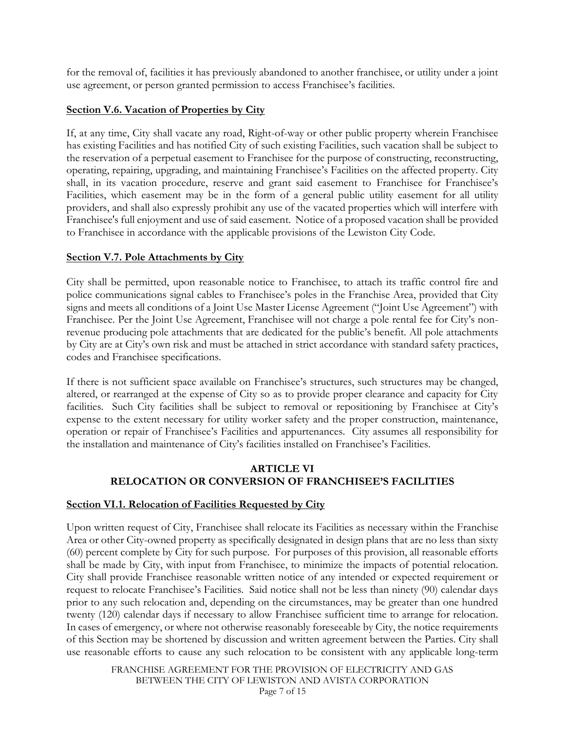for the removal of, facilities it has previously abandoned to another franchisee, or utility under a joint use agreement, or person granted permission to access Franchisee's facilities.

**Section V.6. Vacation of Properties by City**

If, at any time, City shall vacate any road, Right-of-way or other public property wherein Franchisee has existing Facilities and has notified City of such existing Facilities, such vacation shall be subject to the reservation of a perpetual easement to Franchisee for the purpose of constructing, reconstructing, operating, repairing, upgrading, and maintaining Franchisee's Facilities on the affected property. City shall, in its vacation procedure, reserve and grant said easement to Franchisee for Franchisee's Facilities, which easement may be in the form of a general public utility easement for all utility providers, and shall also expressly prohibit any use of the vacated properties which will interfere with Franchisee's full enjoyment and use of said easement. Notice of a proposed vacation shall be provided to Franchisee in accordance with the applicable provisions of the Lewiston City Code.

**Section V.7. Pole Attachments by City**

City shall be permitted, upon reasonable notice to Franchisee, to attach its traffic control fire and police communications signal cables to Franchisee's poles in the Franchise Area, provided that City signs and meets all conditions of a Joint Use Master License Agreement ("Joint Use Agreement") with Franchisee. Per the Joint Use Agreement, Franchisee will not charge a pole rental fee for City's non-revenue producing pole attachments that are dedicated for the public's benefit. All pole attachments by City are at City's own risk and must be attached in strict accordance with standard safety practices, codes and Franchisee specifications.

If there is not sufficient space available on Franchisee's structures, such structures may be changed, altered, or rearranged at the expense of City so as to provide proper clearance and capacity for City facilities. Such City facilities shall be subject to removal or repositioning by Franchisee at City's expense to the extent necessary for utility worker safety and the proper construction, maintenance, operation or repair of Franchisee's Facilities and appurtenances. City assumes all responsibility for the installation and maintenance of City's facilities installed on Franchisee's Facilities.

## ARTICLE VI
## RELOCATION OR CONVERSION OF FRANCHISEE'S FACILITIES

**Section VI.1. Relocation of Facilities Requested by City**

Upon written request of City, Franchisee shall relocate its Facilities as necessary within the Franchise Area or other City-owned property as specifically designated in design plans that are no less than sixty (60) percent complete by City for such purpose. For purposes of this provision, all reasonable efforts shall be made by City, with input from Franchisee, to minimize the impacts of potential relocation. City shall provide Franchisee reasonable written notice of any intended or expected requirement or request to relocate Franchisee's Facilities. Said notice shall not be less than ninety (90) calendar days prior to any such relocation and, depending on the circumstances, may be greater than one hundred twenty (120) calendar days if necessary to allow Franchisee sufficient time to arrange for relocation. In cases of emergency, or where not otherwise reasonably foreseeable by City, the notice requirements of this Section may be shortened by discussion and written agreement between the Parties. City shall use reasonable efforts to cause any such relocation to be consistent with any applicable long-term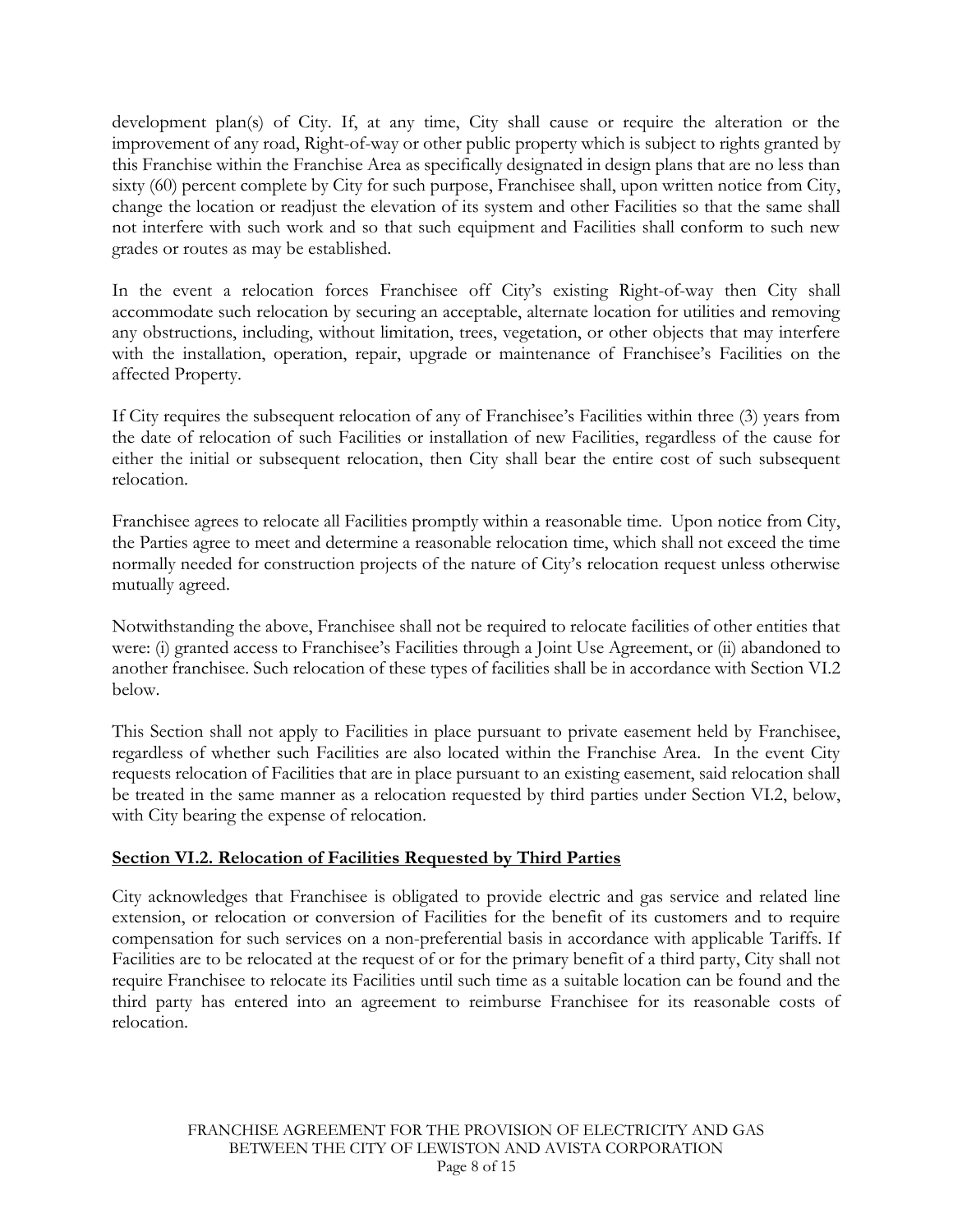development plan(s) of City. If, at any time, City shall cause or require the alteration or the improvement of any road, Right-of-way or other public property which is subject to rights granted by this Franchise within the Franchise Area as specifically designated in design plans that are no less than sixty (60) percent complete by City for such purpose, Franchisee shall, upon written notice from City, change the location or readjust the elevation of its system and other Facilities so that the same shall not interfere with such work and so that such equipment and Facilities shall conform to such new grades or routes as may be established.

In the event a relocation forces Franchisee off City's existing Right-of-way then City shall accommodate such relocation by securing an acceptable, alternate location for utilities and removing any obstructions, including, without limitation, trees, vegetation, or other objects that may interfere with the installation, operation, repair, upgrade or maintenance of Franchisee's Facilities on the affected Property.

If City requires the subsequent relocation of any of Franchisee's Facilities within three (3) years from the date of relocation of such Facilities or installation of new Facilities, regardless of the cause for either the initial or subsequent relocation, then City shall bear the entire cost of such subsequent relocation.

Franchisee agrees to relocate all Facilities promptly within a reasonable time. Upon notice from City, the Parties agree to meet and determine a reasonable relocation time, which shall not exceed the time normally needed for construction projects of the nature of City's relocation request unless otherwise mutually agreed.

Notwithstanding the above, Franchisee shall not be required to relocate facilities of other entities that were: (i) granted access to Franchisee's Facilities through a Joint Use Agreement, or (ii) abandoned to another franchisee. Such relocation of these types of facilities shall be in accordance with Section VI.2 below.

This Section shall not apply to Facilities in place pursuant to private easement held by Franchisee, regardless of whether such Facilities are also located within the Franchise Area. In the event City requests relocation of Facilities that are in place pursuant to an existing easement, said relocation shall be treated in the same manner as a relocation requested by third parties under Section VI.2, below, with City bearing the expense of relocation.

## Section VI.2. Relocation of Facilities Requested by Third Parties

City acknowledges that Franchisee is obligated to provide electric and gas service and related line extension, or relocation or conversion of Facilities for the benefit of its customers and to require compensation for such services on a non-preferential basis in accordance with applicable Tariffs. If Facilities are to be relocated at the request of or for the primary benefit of a third party, City shall not require Franchisee to relocate its Facilities until such time as a suitable location can be found and the third party has entered into an agreement to reimburse Franchisee for its reasonable costs of relocation.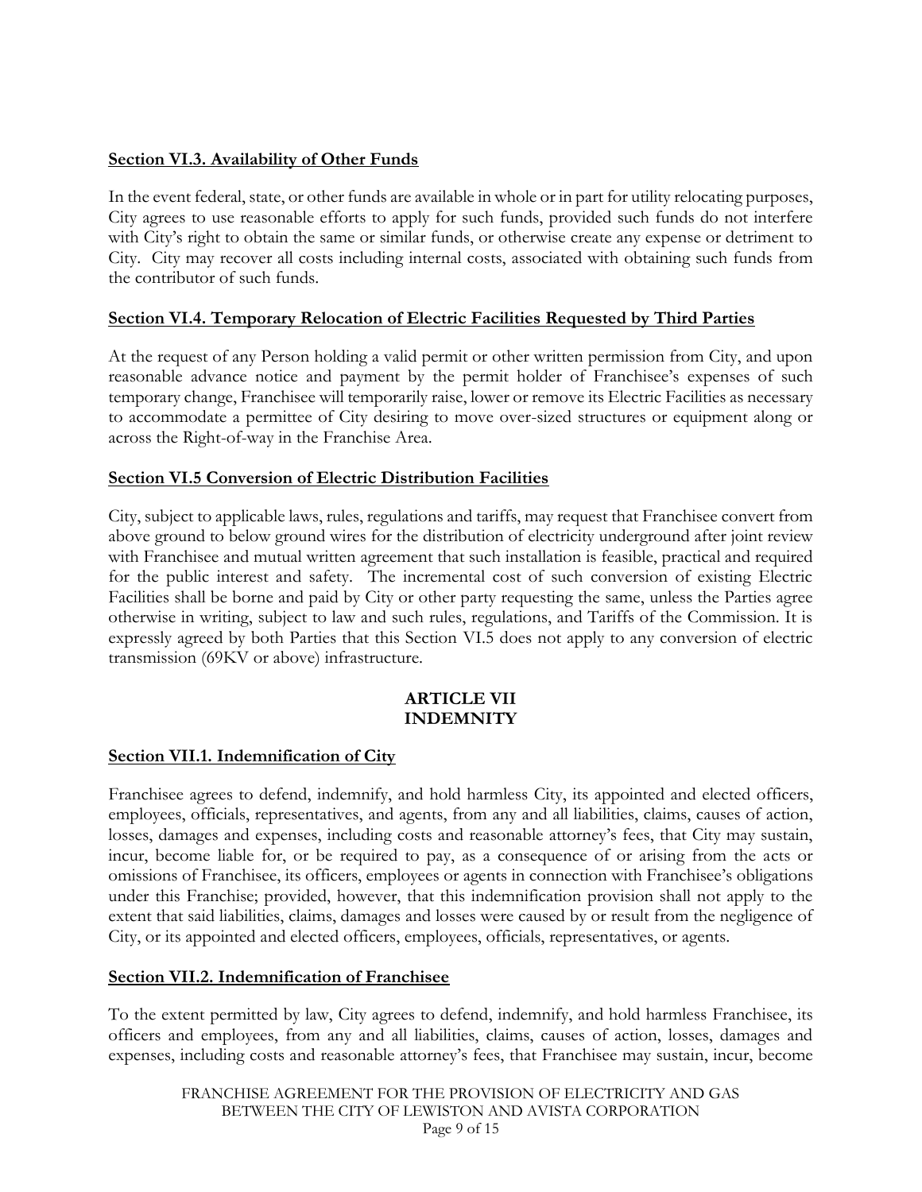**Section VI.3. Availability of Other Funds**

In the event federal, state, or other funds are available in whole or in part for utility relocating purposes, City agrees to use reasonable efforts to apply for such funds, provided such funds do not interfere with City's right to obtain the same or similar funds, or otherwise create any expense or detriment to City. City may recover all costs including internal costs, associated with obtaining such funds from the contributor of such funds.

**Section VI.4. Temporary Relocation of Electric Facilities Requested by Third Parties**

At the request of any Person holding a valid permit or other written permission from City, and upon reasonable advance notice and payment by the permit holder of Franchisee's expenses of such temporary change, Franchisee will temporarily raise, lower or remove its Electric Facilities as necessary to accommodate a permittee of City desiring to move over-sized structures or equipment along or across the Right-of-way in the Franchise Area.

**Section VI.5 Conversion of Electric Distribution Facilities**

City, subject to applicable laws, rules, regulations and tariffs, may request that Franchisee convert from above ground to below ground wires for the distribution of electricity underground after joint review with Franchisee and mutual written agreement that such installation is feasible, practical and required for the public interest and safety. The incremental cost of such conversion of existing Electric Facilities shall be borne and paid by City or other party requesting the same, unless the Parties agree otherwise in writing, subject to law and such rules, regulations, and Tariffs of the Commission. It is expressly agreed by both Parties that this Section VI.5 does not apply to any conversion of electric transmission (69KV or above) infrastructure.

## ARTICLE VII
## INDEMNITY

**Section VII.1. Indemnification of City**

Franchisee agrees to defend, indemnify, and hold harmless City, its appointed and elected officers, employees, officials, representatives, and agents, from any and all liabilities, claims, causes of action, losses, damages and expenses, including costs and reasonable attorney's fees, that City may sustain, incur, become liable for, or be required to pay, as a consequence of or arising from the acts or omissions of Franchisee, its officers, employees or agents in connection with Franchisee's obligations under this Franchise; provided, however, that this indemnification provision shall not apply to the extent that said liabilities, claims, damages and losses were caused by or result from the negligence of City, or its appointed and elected officers, employees, officials, representatives, or agents.

**Section VII.2. Indemnification of Franchisee**

To the extent permitted by law, City agrees to defend, indemnify, and hold harmless Franchisee, its officers and employees, from any and all liabilities, claims, causes of action, losses, damages and expenses, including costs and reasonable attorney's fees, that Franchisee may sustain, incur, become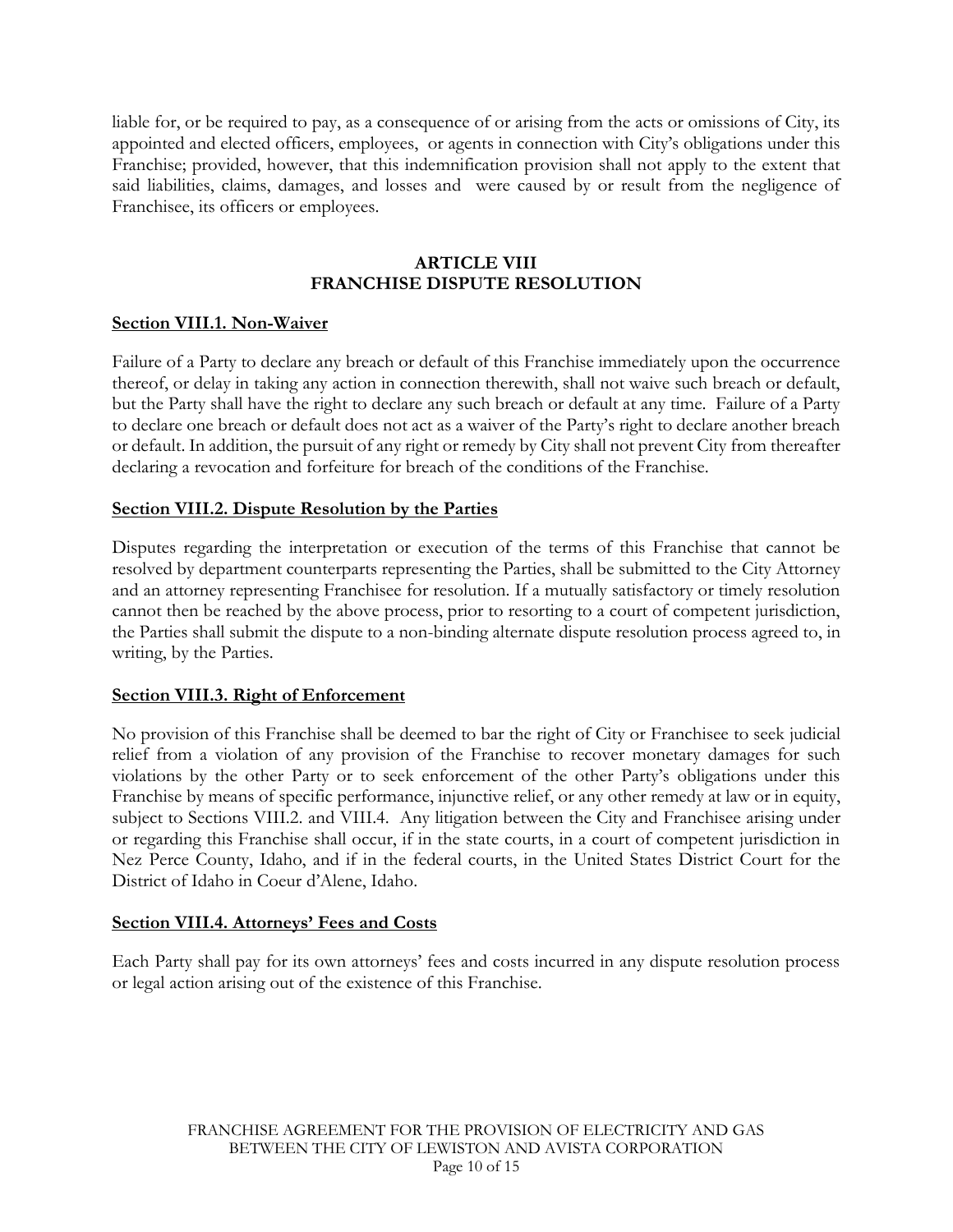liable for, or be required to pay, as a consequence of or arising from the acts or omissions of City, its appointed and elected officers, employees, or agents in connection with City's obligations under this Franchise; provided, however, that this indemnification provision shall not apply to the extent that said liabilities, claims, damages, and losses and were caused by or result from the negligence of Franchisee, its officers or employees.

## ARTICLE VIII
## FRANCHISE DISPUTE RESOLUTION

**Section VIII.1. Non-Waiver**

Failure of a Party to declare any breach or default of this Franchise immediately upon the occurrence thereof, or delay in taking any action in connection therewith, shall not waive such breach or default, but the Party shall have the right to declare any such breach or default at any time. Failure of a Party to declare one breach or default does not act as a waiver of the Party's right to declare another breach or default. In addition, the pursuit of any right or remedy by City shall not prevent City from thereafter declaring a revocation and forfeiture for breach of the conditions of the Franchise.

**Section VIII.2. Dispute Resolution by the Parties**

Disputes regarding the interpretation or execution of the terms of this Franchise that cannot be resolved by department counterparts representing the Parties, shall be submitted to the City Attorney and an attorney representing Franchisee for resolution. If a mutually satisfactory or timely resolution cannot then be reached by the above process, prior to resorting to a court of competent jurisdiction, the Parties shall submit the dispute to a non-binding alternate dispute resolution process agreed to, in writing, by the Parties.

**Section VIII.3. Right of Enforcement**

No provision of this Franchise shall be deemed to bar the right of City or Franchisee to seek judicial relief from a violation of any provision of the Franchise to recover monetary damages for such violations by the other Party or to seek enforcement of the other Party's obligations under this Franchise by means of specific performance, injunctive relief, or any other remedy at law or in equity, subject to Sections VIII.2. and VIII.4. Any litigation between the City and Franchisee arising under or regarding this Franchise shall occur, if in the state courts, in a court of competent jurisdiction in Nez Perce County, Idaho, and if in the federal courts, in the United States District Court for the District of Idaho in Coeur d'Alene, Idaho.

**Section VIII.4. Attorneys' Fees and Costs**

Each Party shall pay for its own attorneys' fees and costs incurred in any dispute resolution process or legal action arising out of the existence of this Franchise.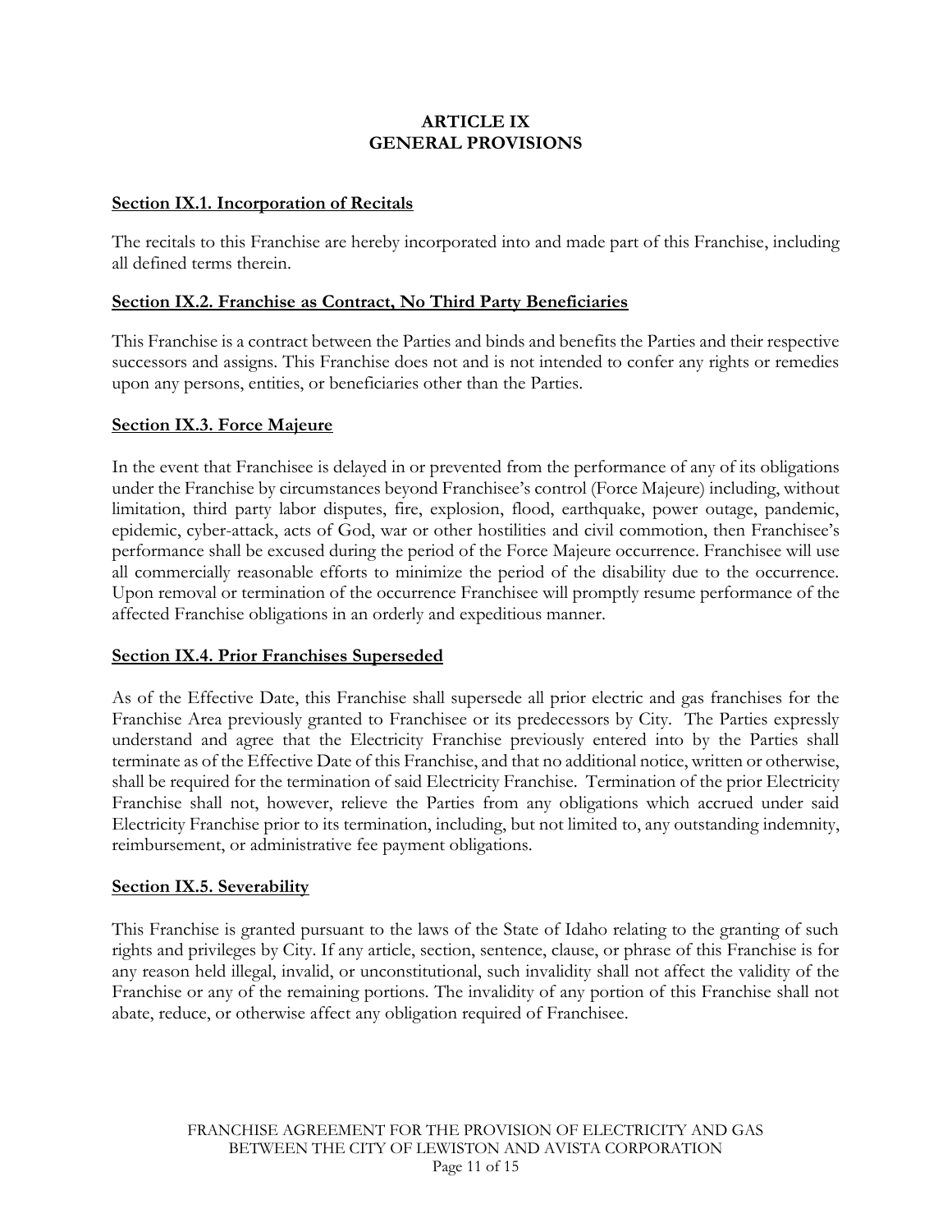# ARTICLE IX
# GENERAL PROVISIONS

**Section IX.1. Incorporation of Recitals**

The recitals to this Franchise are hereby incorporated into and made part of this Franchise, including all defined terms therein.

**Section IX.2. Franchise as Contract, No Third Party Beneficiaries**

This Franchise is a contract between the Parties and binds and benefits the Parties and their respective successors and assigns. This Franchise does not and is not intended to confer any rights or remedies upon any persons, entities, or beneficiaries other than the Parties.

**Section IX.3. Force Majeure**

In the event that Franchisee is delayed in or prevented from the performance of any of its obligations under the Franchise by circumstances beyond Franchisee's control (Force Majeure) including, without limitation, third party labor disputes, fire, explosion, flood, earthquake, power outage, pandemic, epidemic, cyber-attack, acts of God, war or other hostilities and civil commotion, then Franchisee's performance shall be excused during the period of the Force Majeure occurrence. Franchisee will use all commercially reasonable efforts to minimize the period of the disability due to the occurrence. Upon removal or termination of the occurrence Franchisee will promptly resume performance of the affected Franchise obligations in an orderly and expeditious manner.

**Section IX.4. Prior Franchises Superseded**

As of the Effective Date, this Franchise shall supersede all prior electric and gas franchises for the Franchise Area previously granted to Franchisee or its predecessors by City. The Parties expressly understand and agree that the Electricity Franchise previously entered into by the Parties shall terminate as of the Effective Date of this Franchise, and that no additional notice, written or otherwise, shall be required for the termination of said Electricity Franchise. Termination of the prior Electricity Franchise shall not, however, relieve the Parties from any obligations which accrued under said Electricity Franchise prior to its termination, including, but not limited to, any outstanding indemnity, reimbursement, or administrative fee payment obligations.

**Section IX.5. Severability**

This Franchise is granted pursuant to the laws of the State of Idaho relating to the granting of such rights and privileges by City. If any article, section, sentence, clause, or phrase of this Franchise is for any reason held illegal, invalid, or unconstitutional, such invalidity shall not affect the validity of the Franchise or any of the remaining portions. The invalidity of any portion of this Franchise shall not abate, reduce, or otherwise affect any obligation required of Franchisee.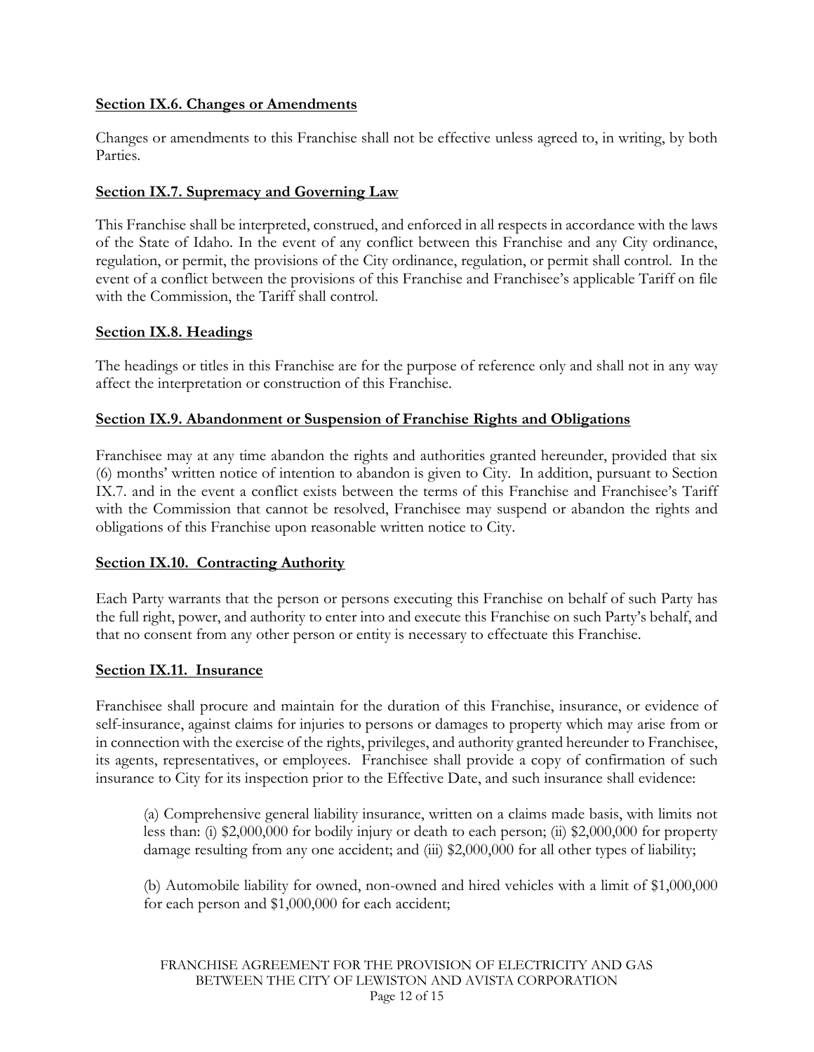**Section IX.6. Changes or Amendments**

Changes or amendments to this Franchise shall not be effective unless agreed to, in writing, by both Parties.

**Section IX.7. Supremacy and Governing Law**

This Franchise shall be interpreted, construed, and enforced in all respects in accordance with the laws of the State of Idaho. In the event of any conflict between this Franchise and any City ordinance, regulation, or permit, the provisions of the City ordinance, regulation, or permit shall control. In the event of a conflict between the provisions of this Franchise and Franchisee's applicable Tariff on file with the Commission, the Tariff shall control.

**Section IX.8. Headings**

The headings or titles in this Franchise are for the purpose of reference only and shall not in any way affect the interpretation or construction of this Franchise.

**Section IX.9. Abandonment or Suspension of Franchise Rights and Obligations**

Franchisee may at any time abandon the rights and authorities granted hereunder, provided that six (6) months' written notice of intention to abandon is given to City. In addition, pursuant to Section IX.7. and in the event a conflict exists between the terms of this Franchise and Franchisee's Tariff with the Commission that cannot be resolved, Franchisee may suspend or abandon the rights and obligations of this Franchise upon reasonable written notice to City.

**Section IX.10. Contracting Authority**

Each Party warrants that the person or persons executing this Franchise on behalf of such Party has the full right, power, and authority to enter into and execute this Franchise on such Party's behalf, and that no consent from any other person or entity is necessary to effectuate this Franchise.

**Section IX.11. Insurance**

Franchisee shall procure and maintain for the duration of this Franchise, insurance, or evidence of self-insurance, against claims for injuries to persons or damages to property which may arise from or in connection with the exercise of the rights, privileges, and authority granted hereunder to Franchisee, its agents, representatives, or employees. Franchisee shall provide a copy of confirmation of such insurance to City for its inspection prior to the Effective Date, and such insurance shall evidence:

(a) Comprehensive general liability insurance, written on a claims made basis, with limits not less than: (i) $2,000,000 for bodily injury or death to each person; (ii) $2,000,000 for property damage resulting from any one accident; and (iii) $2,000,000 for all other types of liability;

(b) Automobile liability for owned, non-owned and hired vehicles with a limit of $1,000,000 for each person and $1,000,000 for each accident;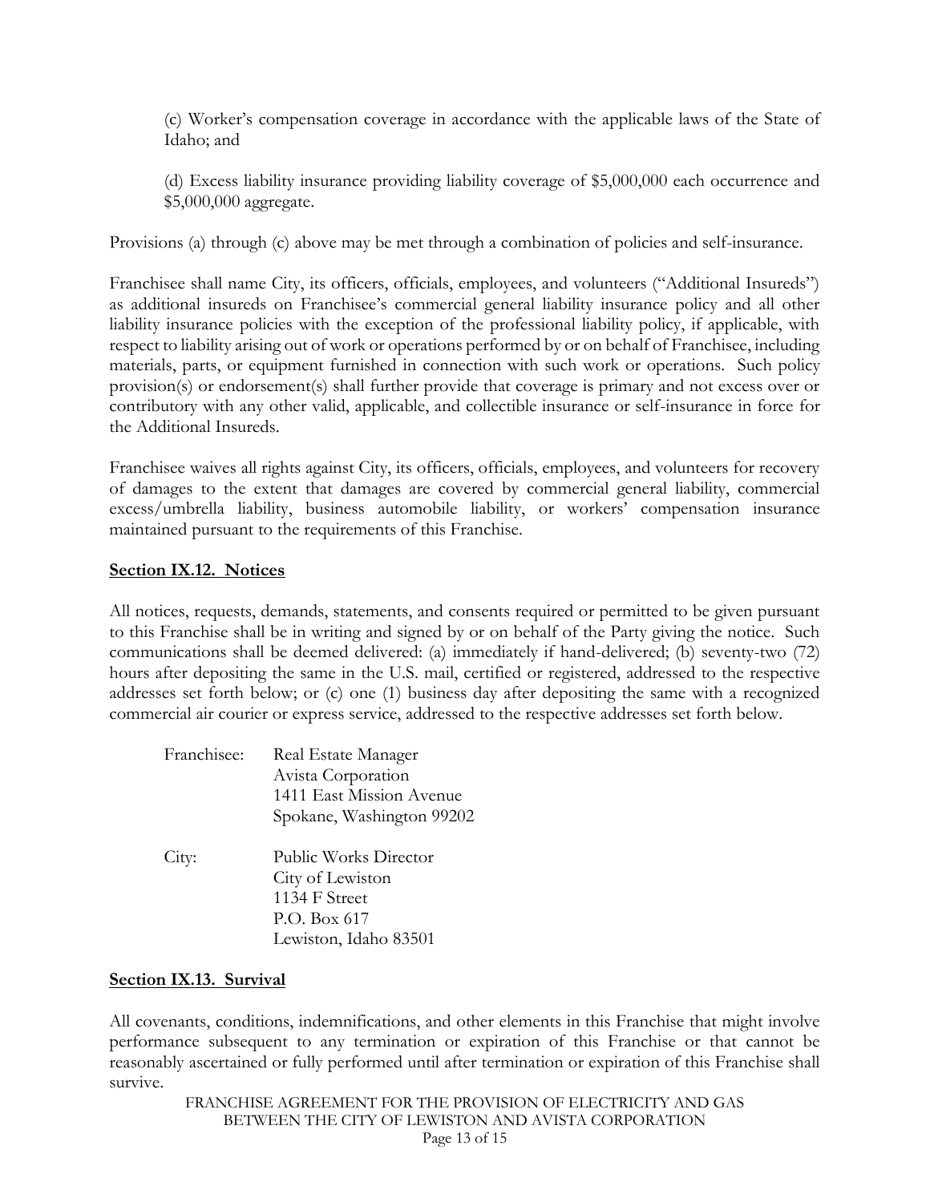(c) Worker's compensation coverage in accordance with the applicable laws of the State of Idaho; and

(d) Excess liability insurance providing liability coverage of $5,000,000 each occurrence and $5,000,000 aggregate.

Provisions (a) through (c) above may be met through a combination of policies and self-insurance.

Franchisee shall name City, its officers, officials, employees, and volunteers ("Additional Insureds") as additional insureds on Franchisee's commercial general liability insurance policy and all other liability insurance policies with the exception of the professional liability policy, if applicable, with respect to liability arising out of work or operations performed by or on behalf of Franchisee, including materials, parts, or equipment furnished in connection with such work or operations. Such policy provision(s) or endorsement(s) shall further provide that coverage is primary and not excess over or contributory with any other valid, applicable, and collectible insurance or self-insurance in force for the Additional Insureds.

Franchisee waives all rights against City, its officers, officials, employees, and volunteers for recovery of damages to the extent that damages are covered by commercial general liability, commercial excess/umbrella liability, business automobile liability, or workers' compensation insurance maintained pursuant to the requirements of this Franchise.

**Section IX.12. Notices**

All notices, requests, demands, statements, and consents required or permitted to be given pursuant to this Franchise shall be in writing and signed by or on behalf of the Party giving the notice. Such communications shall be deemed delivered: (a) immediately if hand-delivered; (b) seventy-two (72) hours after depositing the same in the U.S. mail, certified or registered, addressed to the respective addresses set forth below; or (c) one (1) business day after depositing the same with a recognized commercial air courier or express service, addressed to the respective addresses set forth below.

Franchisee: Real Estate Manager
Avista Corporation
1411 East Mission Avenue
Spokane, Washington 99202

City: Public Works Director
City of Lewiston
1134 F Street
P.O. Box 617
Lewiston, Idaho 83501

**Section IX.13. Survival**

All covenants, conditions, indemnifications, and other elements in this Franchise that might involve performance subsequent to any termination or expiration of this Franchise or that cannot be reasonably ascertained or fully performed until after termination or expiration of this Franchise shall survive.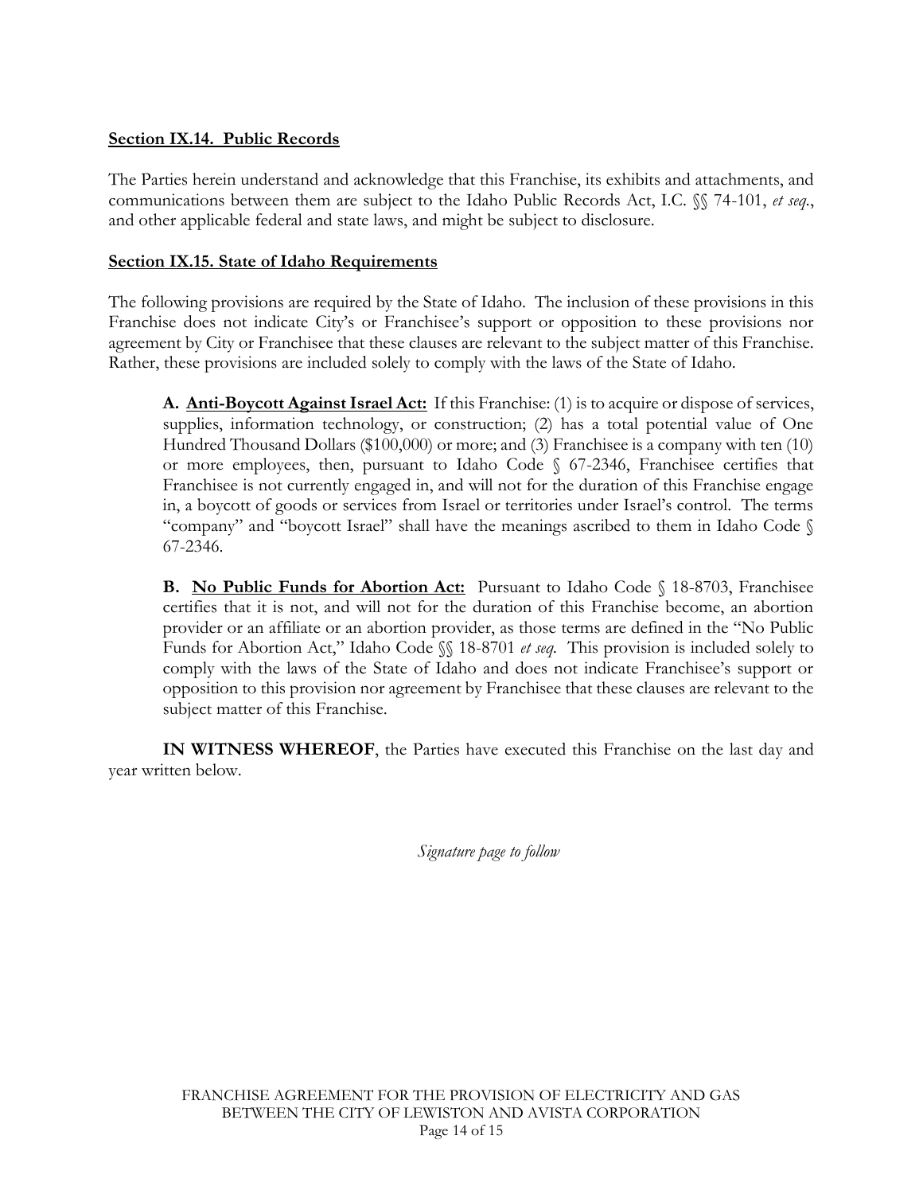**Section IX.14. Public Records**

The Parties herein understand and acknowledge that this Franchise, its exhibits and attachments, and communications between them are subject to the Idaho Public Records Act, I.C. §§ 74-101, *et seq.*, and other applicable federal and state laws, and might be subject to disclosure.

**Section IX.15. State of Idaho Requirements**

The following provisions are required by the State of Idaho. The inclusion of these provisions in this Franchise does not indicate City's or Franchisee's support or opposition to these provisions nor agreement by City or Franchisee that these clauses are relevant to the subject matter of this Franchise. Rather, these provisions are included solely to comply with the laws of the State of Idaho.

**A. Anti-Boycott Against Israel Act:** If this Franchise: (1) is to acquire or dispose of services, supplies, information technology, or construction; (2) has a total potential value of One Hundred Thousand Dollars ($100,000) or more; and (3) Franchisee is a company with ten (10) or more employees, then, pursuant to Idaho Code § 67-2346, Franchisee certifies that Franchisee is not currently engaged in, and will not for the duration of this Franchise engage in, a boycott of goods or services from Israel or territories under Israel's control. The terms "company" and "boycott Israel" shall have the meanings ascribed to them in Idaho Code § 67-2346.

**B. No Public Funds for Abortion Act:** Pursuant to Idaho Code § 18-8703, Franchisee certifies that it is not, and will not for the duration of this Franchise become, an abortion provider or an affiliate or an abortion provider, as those terms are defined in the "No Public Funds for Abortion Act," Idaho Code §§ 18-8701 *et seq.* This provision is included solely to comply with the laws of the State of Idaho and does not indicate Franchisee's support or opposition to this provision nor agreement by Franchisee that these clauses are relevant to the subject matter of this Franchise.

**IN WITNESS WHEREOF**, the Parties have executed this Franchise on the last day and year written below.

*Signature page to follow*

FRANCHISE AGREEMENT FOR THE PROVISION OF ELECTRICITY AND GAS BETWEEN THE CITY OF LEWISTON AND AVISTA CORPORATION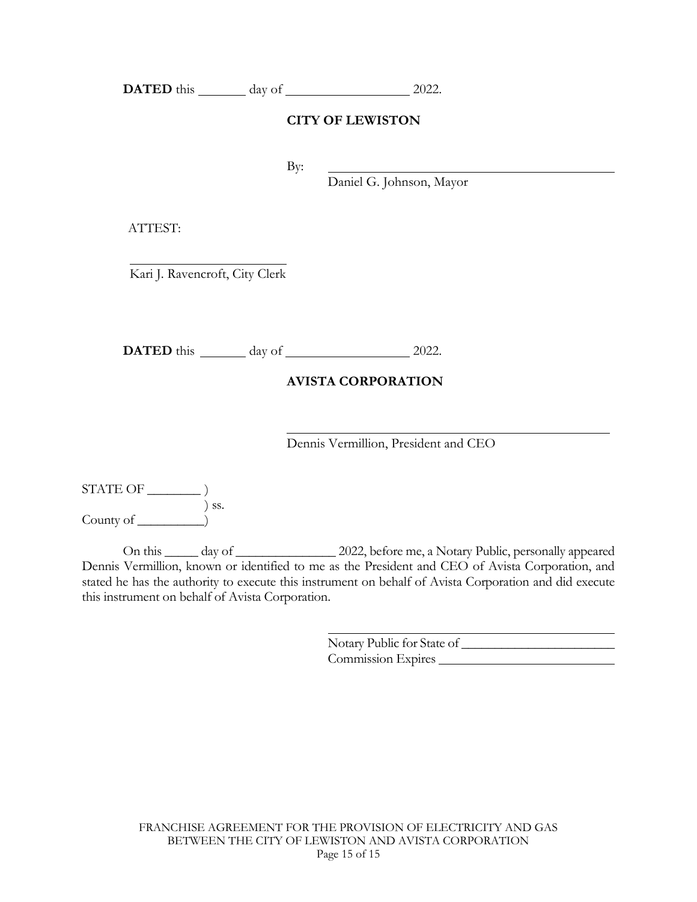**DATED** this _______ day of __________________ 2022.

**CITY OF LEWISTON**

By: ____________________________________________
Daniel G. Johnson, Mayor

ATTEST:

________________________
Kari J. Ravencroft, City Clerk

**DATED** this _______ day of __________________ 2022.

**AVISTA CORPORATION**

____________________________________________
Dennis Vermillion, President and CEO

STATE OF ________ )
) ss.
County of __________)

On this _____ day of _______________ 2022, before me, a Notary Public, personally appeared Dennis Vermillion, known or identified to me as the President and CEO of Avista Corporation, and stated he has the authority to execute this instrument on behalf of Avista Corporation and did execute this instrument on behalf of Avista Corporation.

____________________________________________
Notary Public for State of _______________________
Commission Expires __________________________

FRANCHISE AGREEMENT FOR THE PROVISION OF ELECTRICITY AND GAS BETWEEN THE CITY OF LEWISTON AND AVISTA CORPORATION